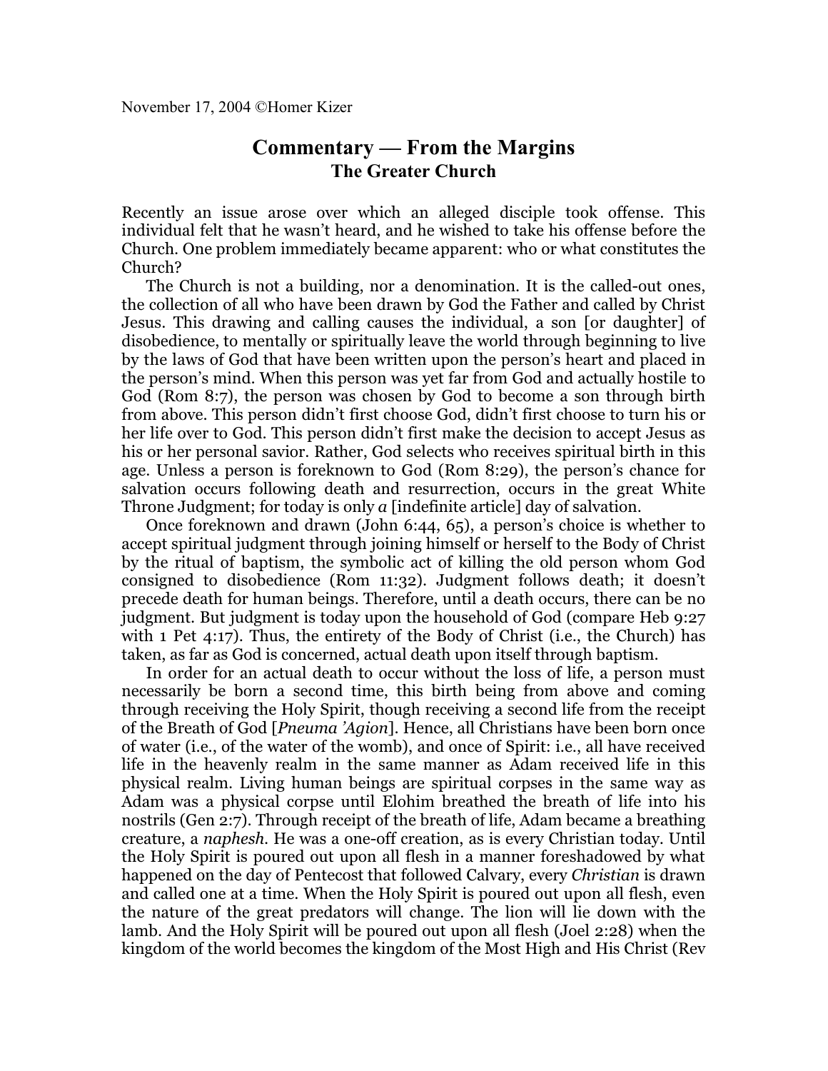November 17, 2004 ©Homer Kizer

# Commentary — From the Margins
## The Greater Church

Recently an issue arose over which an alleged disciple took offense. This individual felt that he wasn't heard, and he wished to take his offense before the Church. One problem immediately became apparent: who or what constitutes the Church?

The Church is not a building, nor a denomination. It is the called-out ones, the collection of all who have been drawn by God the Father and called by Christ Jesus. This drawing and calling causes the individual, a son [or daughter] of disobedience, to mentally or spiritually leave the world through beginning to live by the laws of God that have been written upon the person's heart and placed in the person's mind. When this person was yet far from God and actually hostile to God (Rom 8:7), the person was chosen by God to become a son through birth from above. This person didn't first choose God, didn't first choose to turn his or her life over to God. This person didn't first make the decision to accept Jesus as his or her personal savior. Rather, God selects who receives spiritual birth in this age. Unless a person is foreknown to God (Rom 8:29), the person's chance for salvation occurs following death and resurrection, occurs in the great White Throne Judgment; for today is only *a* [indefinite article] day of salvation.

Once foreknown and drawn (John 6:44, 65), a person's choice is whether to accept spiritual judgment through joining himself or herself to the Body of Christ by the ritual of baptism, the symbolic act of killing the old person whom God consigned to disobedience (Rom 11:32). Judgment follows death; it doesn't precede death for human beings. Therefore, until a death occurs, there can be no judgment. But judgment is today upon the household of God (compare Heb 9:27 with 1 Pet 4:17). Thus, the entirety of the Body of Christ (i.e., the Church) has taken, as far as God is concerned, actual death upon itself through baptism.

In order for an actual death to occur without the loss of life, a person must necessarily be born a second time, this birth being from above and coming through receiving the Holy Spirit, though receiving a second life from the receipt of the Breath of God [*Pneuma 'Agion*]. Hence, all Christians have been born once of water (i.e., of the water of the womb), and once of Spirit: i.e., all have received life in the heavenly realm in the same manner as Adam received life in this physical realm. Living human beings are spiritual corpses in the same way as Adam was a physical corpse until Elohim breathed the breath of life into his nostrils (Gen 2:7). Through receipt of the breath of life, Adam became a breathing creature, a *naphesh*. He was a one-off creation, as is every Christian today. Until the Holy Spirit is poured out upon all flesh in a manner foreshadowed by what happened on the day of Pentecost that followed Calvary, every *Christian* is drawn and called one at a time. When the Holy Spirit is poured out upon all flesh, even the nature of the great predators will change. The lion will lie down with the lamb. And the Holy Spirit will be poured out upon all flesh (Joel 2:28) when the kingdom of the world becomes the kingdom of the Most High and His Christ (Rev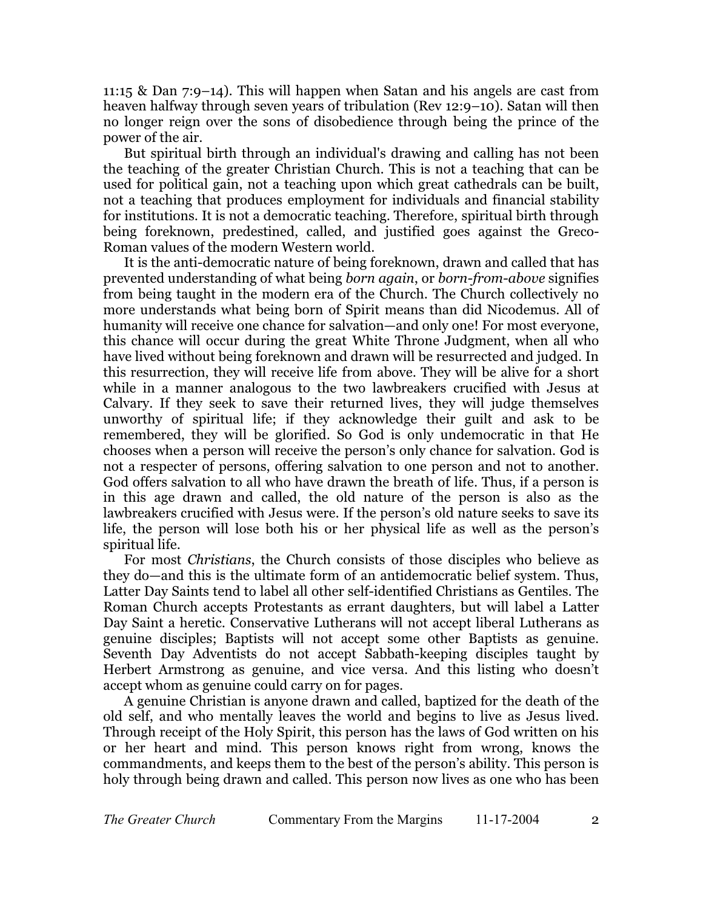11:15 & Dan 7:9–14). This will happen when Satan and his angels are cast from heaven halfway through seven years of tribulation (Rev 12:9–10). Satan will then no longer reign over the sons of disobedience through being the prince of the power of the air.

But spiritual birth through an individual's drawing and calling has not been the teaching of the greater Christian Church. This is not a teaching that can be used for political gain, not a teaching upon which great cathedrals can be built, not a teaching that produces employment for individuals and financial stability for institutions. It is not a democratic teaching. Therefore, spiritual birth through being foreknown, predestined, called, and justified goes against the Greco-Roman values of the modern Western world.

It is the anti-democratic nature of being foreknown, drawn and called that has prevented understanding of what being *born again*, or *born-from-above* signifies from being taught in the modern era of the Church. The Church collectively no more understands what being born of Spirit means than did Nicodemus. All of humanity will receive one chance for salvation—and only one! For most everyone, this chance will occur during the great White Throne Judgment, when all who have lived without being foreknown and drawn will be resurrected and judged. In this resurrection, they will receive life from above. They will be alive for a short while in a manner analogous to the two lawbreakers crucified with Jesus at Calvary. If they seek to save their returned lives, they will judge themselves unworthy of spiritual life; if they acknowledge their guilt and ask to be remembered, they will be glorified. So God is only undemocratic in that He chooses when a person will receive the person's only chance for salvation. God is not a respecter of persons, offering salvation to one person and not to another. God offers salvation to all who have drawn the breath of life. Thus, if a person is in this age drawn and called, the old nature of the person is also as the lawbreakers crucified with Jesus were. If the person's old nature seeks to save its life, the person will lose both his or her physical life as well as the person's spiritual life.

For most *Christians*, the Church consists of those disciples who believe as they do—and this is the ultimate form of an antidemocratic belief system. Thus, Latter Day Saints tend to label all other self-identified Christians as Gentiles. The Roman Church accepts Protestants as errant daughters, but will label a Latter Day Saint a heretic. Conservative Lutherans will not accept liberal Lutherans as genuine disciples; Baptists will not accept some other Baptists as genuine. Seventh Day Adventists do not accept Sabbath-keeping disciples taught by Herbert Armstrong as genuine, and vice versa. And this listing who doesn't accept whom as genuine could carry on for pages.

A genuine Christian is anyone drawn and called, baptized for the death of the old self, and who mentally leaves the world and begins to live as Jesus lived. Through receipt of the Holy Spirit, this person has the laws of God written on his or her heart and mind. This person knows right from wrong, knows the commandments, and keeps them to the best of the person's ability. This person is holy through being drawn and called. This person now lives as one who has been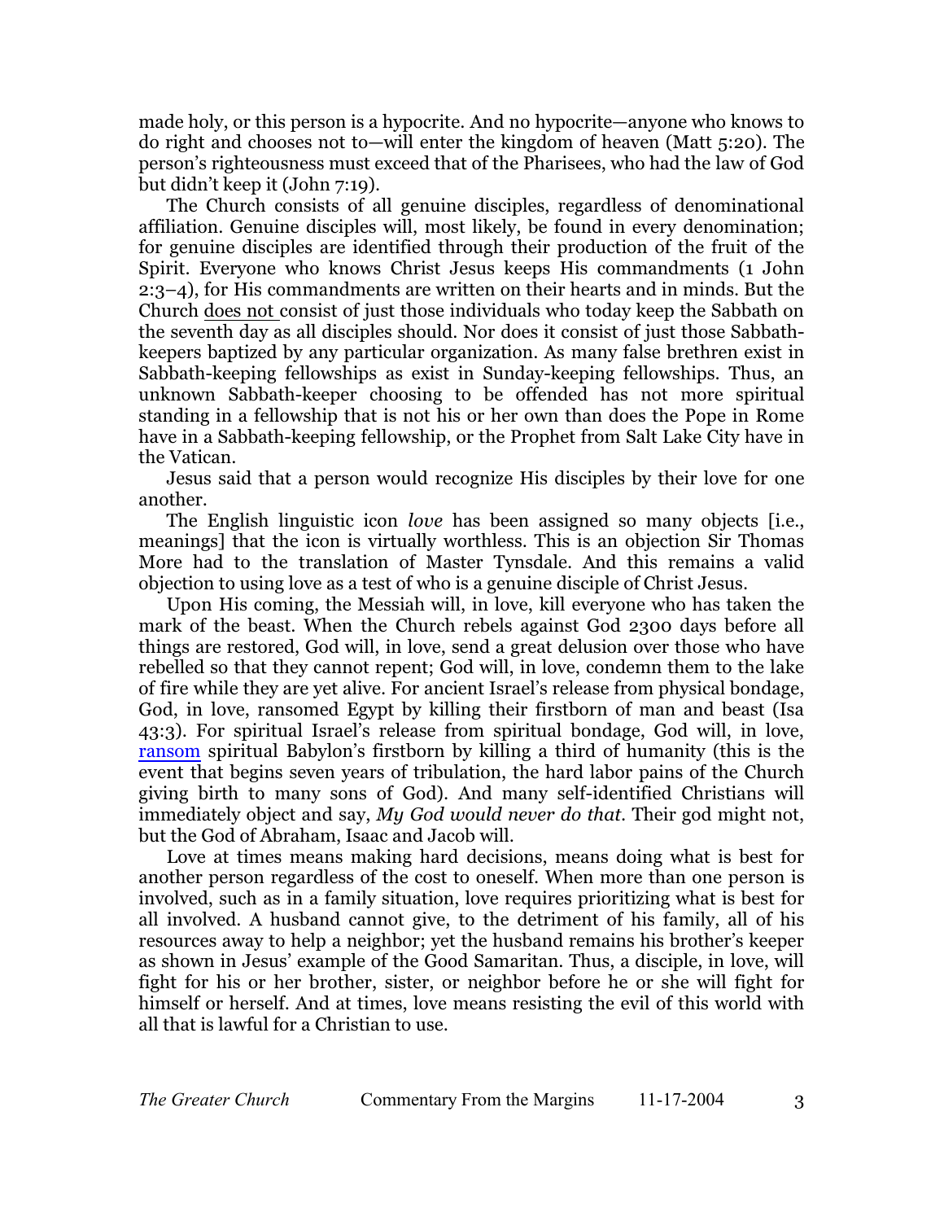made holy, or this person is a hypocrite. And no hypocrite—anyone who knows to do right and chooses not to—will enter the kingdom of heaven (Matt 5:20). The person's righteousness must exceed that of the Pharisees, who had the law of God but didn't keep it (John 7:19).

The Church consists of all genuine disciples, regardless of denominational affiliation. Genuine disciples will, most likely, be found in every denomination; for genuine disciples are identified through their production of the fruit of the Spirit. Everyone who knows Christ Jesus keeps His commandments (1 John 2:3–4), for His commandments are written on their hearts and in minds. But the Church does not consist of just those individuals who today keep the Sabbath on the seventh day as all disciples should. Nor does it consist of just those Sabbath-keepers baptized by any particular organization. As many false brethren exist in Sabbath-keeping fellowships as exist in Sunday-keeping fellowships. Thus, an unknown Sabbath-keeper choosing to be offended has not more spiritual standing in a fellowship that is not his or her own than does the Pope in Rome have in a Sabbath-keeping fellowship, or the Prophet from Salt Lake City have in the Vatican.

Jesus said that a person would recognize His disciples by their love for one another.

The English linguistic icon *love* has been assigned so many objects [i.e., meanings] that the icon is virtually worthless. This is an objection Sir Thomas More had to the translation of Master Tynsdale. And this remains a valid objection to using love as a test of who is a genuine disciple of Christ Jesus.

Upon His coming, the Messiah will, in love, kill everyone who has taken the mark of the beast. When the Church rebels against God 2300 days before all things are restored, God will, in love, send a great delusion over those who have rebelled so that they cannot repent; God will, in love, condemn them to the lake of fire while they are yet alive. For ancient Israel's release from physical bondage, God, in love, ransomed Egypt by killing their firstborn of man and beast (Isa 43:3). For spiritual Israel's release from spiritual bondage, God will, in love, ransom spiritual Babylon's firstborn by killing a third of humanity (this is the event that begins seven years of tribulation, the hard labor pains of the Church giving birth to many sons of God). And many self-identified Christians will immediately object and say, *My God would never do that*. Their god might not, but the God of Abraham, Isaac and Jacob will.

Love at times means making hard decisions, means doing what is best for another person regardless of the cost to oneself. When more than one person is involved, such as in a family situation, love requires prioritizing what is best for all involved. A husband cannot give, to the detriment of his family, all of his resources away to help a neighbor; yet the husband remains his brother's keeper as shown in Jesus' example of the Good Samaritan. Thus, a disciple, in love, will fight for his or her brother, sister, or neighbor before he or she will fight for himself or herself. And at times, love means resisting the evil of this world with all that is lawful for a Christian to use.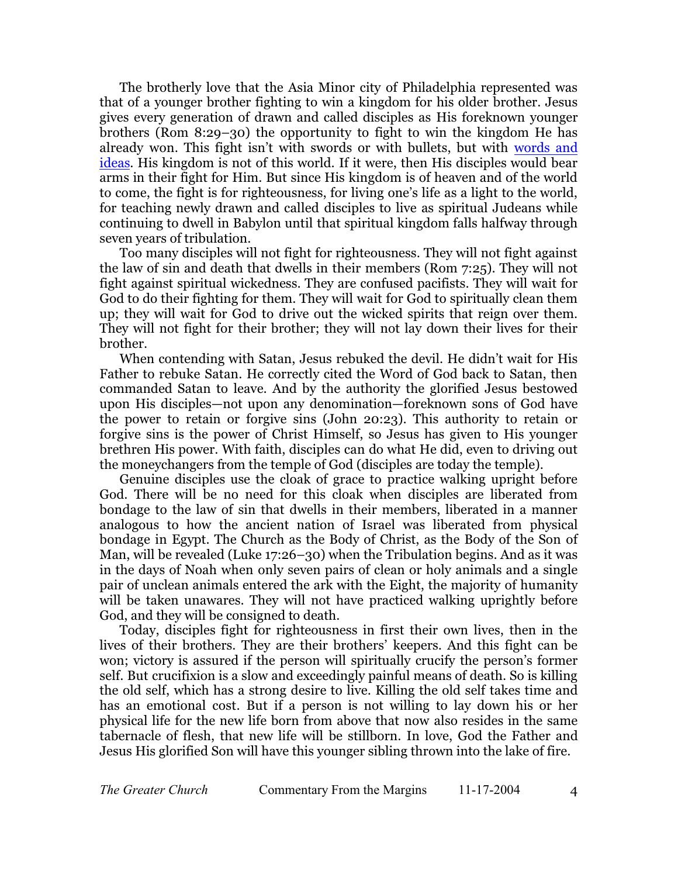The brotherly love that the Asia Minor city of Philadelphia represented was that of a younger brother fighting to win a kingdom for his older brother. Jesus gives every generation of drawn and called disciples as His foreknown younger brothers (Rom 8:29–30) the opportunity to fight to win the kingdom He has already won. This fight isn't with swords or with bullets, but with words and ideas. His kingdom is not of this world. If it were, then His disciples would bear arms in their fight for Him. But since His kingdom is of heaven and of the world to come, the fight is for righteousness, for living one's life as a light to the world, for teaching newly drawn and called disciples to live as spiritual Judeans while continuing to dwell in Babylon until that spiritual kingdom falls halfway through seven years of tribulation.

Too many disciples will not fight for righteousness. They will not fight against the law of sin and death that dwells in their members (Rom 7:25). They will not fight against spiritual wickedness. They are confused pacifists. They will wait for God to do their fighting for them. They will wait for God to spiritually clean them up; they will wait for God to drive out the wicked spirits that reign over them. They will not fight for their brother; they will not lay down their lives for their brother.

When contending with Satan, Jesus rebuked the devil. He didn't wait for His Father to rebuke Satan. He correctly cited the Word of God back to Satan, then commanded Satan to leave. And by the authority the glorified Jesus bestowed upon His disciples—not upon any denomination—foreknown sons of God have the power to retain or forgive sins (John 20:23). This authority to retain or forgive sins is the power of Christ Himself, so Jesus has given to His younger brethren His power. With faith, disciples can do what He did, even to driving out the moneychangers from the temple of God (disciples are today the temple).

Genuine disciples use the cloak of grace to practice walking upright before God. There will be no need for this cloak when disciples are liberated from bondage to the law of sin that dwells in their members, liberated in a manner analogous to how the ancient nation of Israel was liberated from physical bondage in Egypt. The Church as the Body of Christ, as the Body of the Son of Man, will be revealed (Luke 17:26–30) when the Tribulation begins. And as it was in the days of Noah when only seven pairs of clean or holy animals and a single pair of unclean animals entered the ark with the Eight, the majority of humanity will be taken unawares. They will not have practiced walking uprightly before God, and they will be consigned to death.

Today, disciples fight for righteousness in first their own lives, then in the lives of their brothers. They are their brothers' keepers. And this fight can be won; victory is assured if the person will spiritually crucify the person's former self. But crucifixion is a slow and exceedingly painful means of death. So is killing the old self, which has a strong desire to live. Killing the old self takes time and has an emotional cost. But if a person is not willing to lay down his or her physical life for the new life born from above that now also resides in the same tabernacle of flesh, that new life will be stillborn. In love, God the Father and Jesus His glorified Son will have this younger sibling thrown into the lake of fire.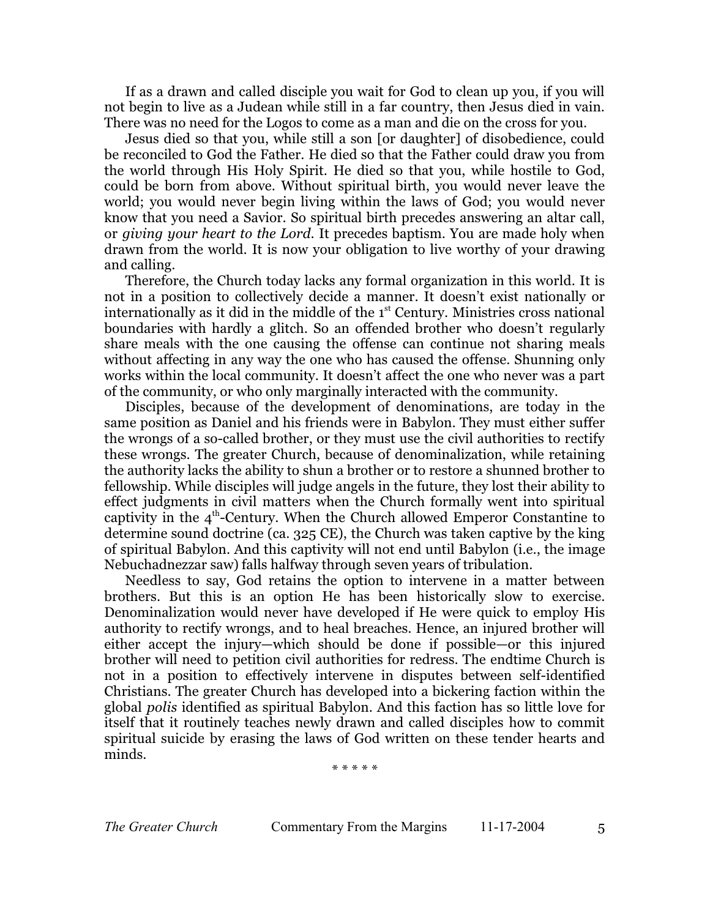If as a drawn and called disciple you wait for God to clean up you, if you will not begin to live as a Judean while still in a far country, then Jesus died in vain. There was no need for the Logos to come as a man and die on the cross for you.

Jesus died so that you, while still a son [or daughter] of disobedience, could be reconciled to God the Father. He died so that the Father could draw you from the world through His Holy Spirit. He died so that you, while hostile to God, could be born from above. Without spiritual birth, you would never leave the world; you would never begin living within the laws of God; you would never know that you need a Savior. So spiritual birth precedes answering an altar call, or *giving your heart to the Lord*. It precedes baptism. You are made holy when drawn from the world. It is now your obligation to live worthy of your drawing and calling.

Therefore, the Church today lacks any formal organization in this world. It is not in a position to collectively decide a manner. It doesn't exist nationally or internationally as it did in the middle of the 1st Century. Ministries cross national boundaries with hardly a glitch. So an offended brother who doesn't regularly share meals with the one causing the offense can continue not sharing meals without affecting in any way the one who has caused the offense. Shunning only works within the local community. It doesn't affect the one who never was a part of the community, or who only marginally interacted with the community.

Disciples, because of the development of denominations, are today in the same position as Daniel and his friends were in Babylon. They must either suffer the wrongs of a so-called brother, or they must use the civil authorities to rectify these wrongs. The greater Church, because of denominalization, while retaining the authority lacks the ability to shun a brother or to restore a shunned brother to fellowship. While disciples will judge angels in the future, they lost their ability to effect judgments in civil matters when the Church formally went into spiritual captivity in the 4th-Century. When the Church allowed Emperor Constantine to determine sound doctrine (ca. 325 CE), the Church was taken captive by the king of spiritual Babylon. And this captivity will not end until Babylon (i.e., the image Nebuchadnezzar saw) falls halfway through seven years of tribulation.

Needless to say, God retains the option to intervene in a matter between brothers. But this is an option He has been historically slow to exercise. Denominalization would never have developed if He were quick to employ His authority to rectify wrongs, and to heal breaches. Hence, an injured brother will either accept the injury—which should be done if possible—or this injured brother will need to petition civil authorities for redress. The endtime Church is not in a position to effectively intervene in disputes between self-identified Christians. The greater Church has developed into a bickering faction within the global *polis* identified as spiritual Babylon. And this faction has so little love for itself that it routinely teaches newly drawn and called disciples how to commit spiritual suicide by erasing the laws of God written on these tender hearts and minds.

\* \* \* \* \*